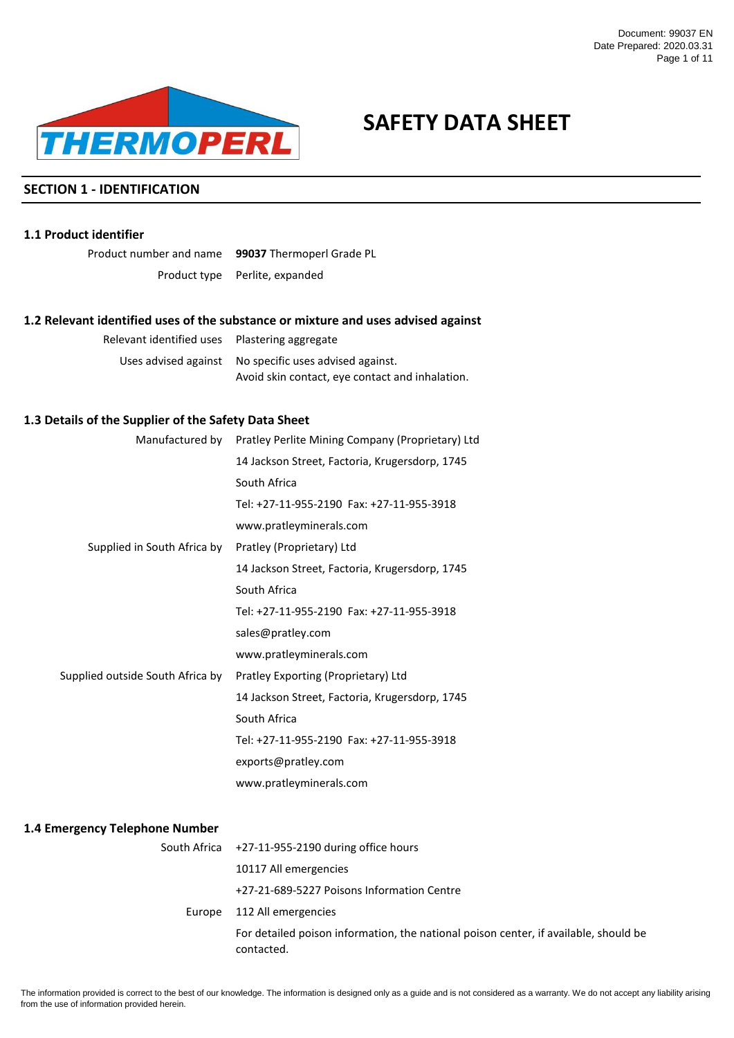# SAFETY DATA SHEET

## SECTION 1 - IDENTIFICATION

### 1.1 Product identifier

| | |
|---|---|
| Product number and name | **99037** Thermoperl Grade PL |
| Product type | Perlite, expanded |

### 1.2 Relevant identified uses of the substance or mixture and uses advised against

| | |
|---|---|
| Relevant identified uses | Plastering aggregate |
| Uses advised against | No specific uses advised against.<br>Avoid skin contact, eye contact and inhalation. |

### 1.3 Details of the Supplier of the Safety Data Sheet

| | |
|---|---|
| Manufactured by | Pratley Perlite Mining Company (Proprietary) Ltd<br>14 Jackson Street, Factoria, Krugersdorp, 1745<br>South Africa<br>Tel: +27-11-955-2190 Fax: +27-11-955-3918<br>www.pratleyminerals.com |
| Supplied in South Africa by | Pratley (Proprietary) Ltd<br>14 Jackson Street, Factoria, Krugersdorp, 1745<br>South Africa<br>Tel: +27-11-955-2190 Fax: +27-11-955-3918<br>sales@pratley.com<br>www.pratleyminerals.com |
| Supplied outside South Africa by | Pratley Exporting (Proprietary) Ltd<br>14 Jackson Street, Factoria, Krugersdorp, 1745<br>South Africa<br>Tel: +27-11-955-2190 Fax: +27-11-955-3918<br>exports@pratley.com<br>www.pratleyminerals.com |

### 1.4 Emergency Telephone Number

| | |
|---|---|
| South Africa | +27-11-955-2190 during office hours<br>10117 All emergencies<br>+27-21-689-5227 Poisons Information Centre |
| Europe | 112 All emergencies<br>For detailed poison information, the national poison center, if available, should be contacted. |

The information provided is correct to the best of our knowledge. The information is designed only as a guide and is not considered as a warranty. We do not accept any liability arising from the use of information provided herein.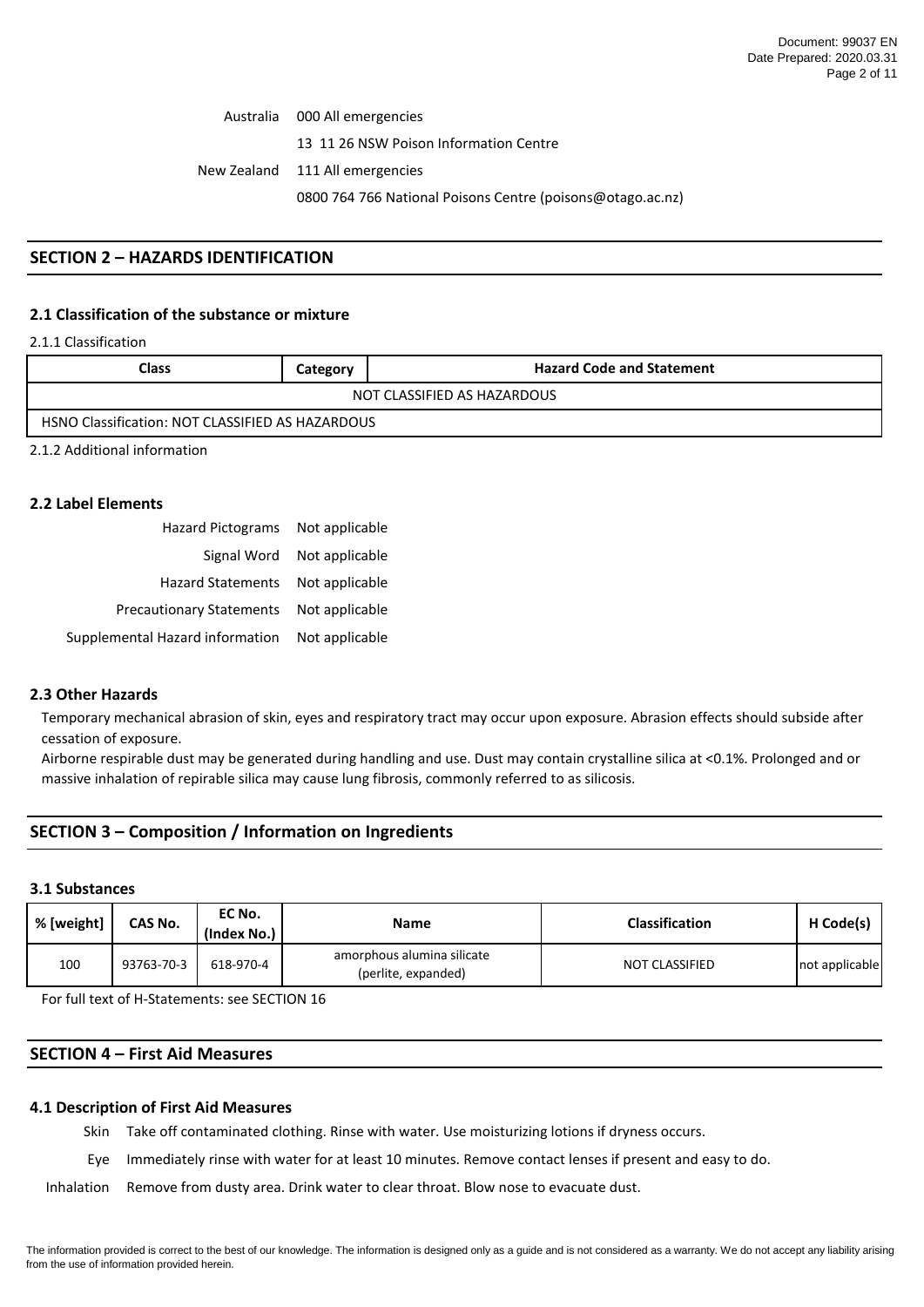| | |
|---|---|
| Australia | 000 All emergencies |
| | 13 11 26 NSW Poison Information Centre |
| New Zealand | 111 All emergencies |
| | 0800 764 766 National Poisons Centre (poisons@otago.ac.nz) |

## SECTION 2 – HAZARDS IDENTIFICATION

### 2.1 Classification of the substance or mixture

2.1.1 Classification

| Class | Category | Hazard Code and Statement |
|---|---|---|
| NOT CLASSIFIED AS HAZARDOUS | | |
| HSNO Classification: NOT CLASSIFIED AS HAZARDOUS | | |

2.1.2 Additional information

### 2.2 Label Elements

| | |
|---|---|
| Hazard Pictograms | Not applicable |
| Signal Word | Not applicable |
| Hazard Statements | Not applicable |
| Precautionary Statements | Not applicable |
| Supplemental Hazard information | Not applicable |

### 2.3 Other Hazards

Temporary mechanical abrasion of skin, eyes and respiratory tract may occur upon exposure. Abrasion effects should subside after cessation of exposure.

Airborne respirable dust may be generated during handling and use. Dust may contain crystalline silica at <0.1%. Prolonged and or massive inhalation of repirable silica may cause lung fibrosis, commonly referred to as silicosis.

## SECTION 3 – Composition / Information on Ingredients

### 3.1 Substances

| % [weight] | CAS No. | EC No. (Index No.) | Name | Classification | H Code(s) |
|---|---|---|---|---|---|
| 100 | 93763-70-3 | 618-970-4 | amorphous alumina silicate (perlite, expanded) | NOT CLASSIFIED | not applicable |

For full text of H-Statements: see SECTION 16

## SECTION 4 – First Aid Measures

### 4.1 Description of First Aid Measures

| | |
|---|---|
| Skin | Take off contaminated clothing. Rinse with water. Use moisturizing lotions if dryness occurs. |
| Eye | Immediately rinse with water for at least 10 minutes. Remove contact lenses if present and easy to do. |
| Inhalation | Remove from dusty area. Drink water to clear throat. Blow nose to evacuate dust. |

The information provided is correct to the best of our knowledge. The information is designed only as a guide and is not considered as a warranty. We do not accept any liability arising from the use of information provided herein.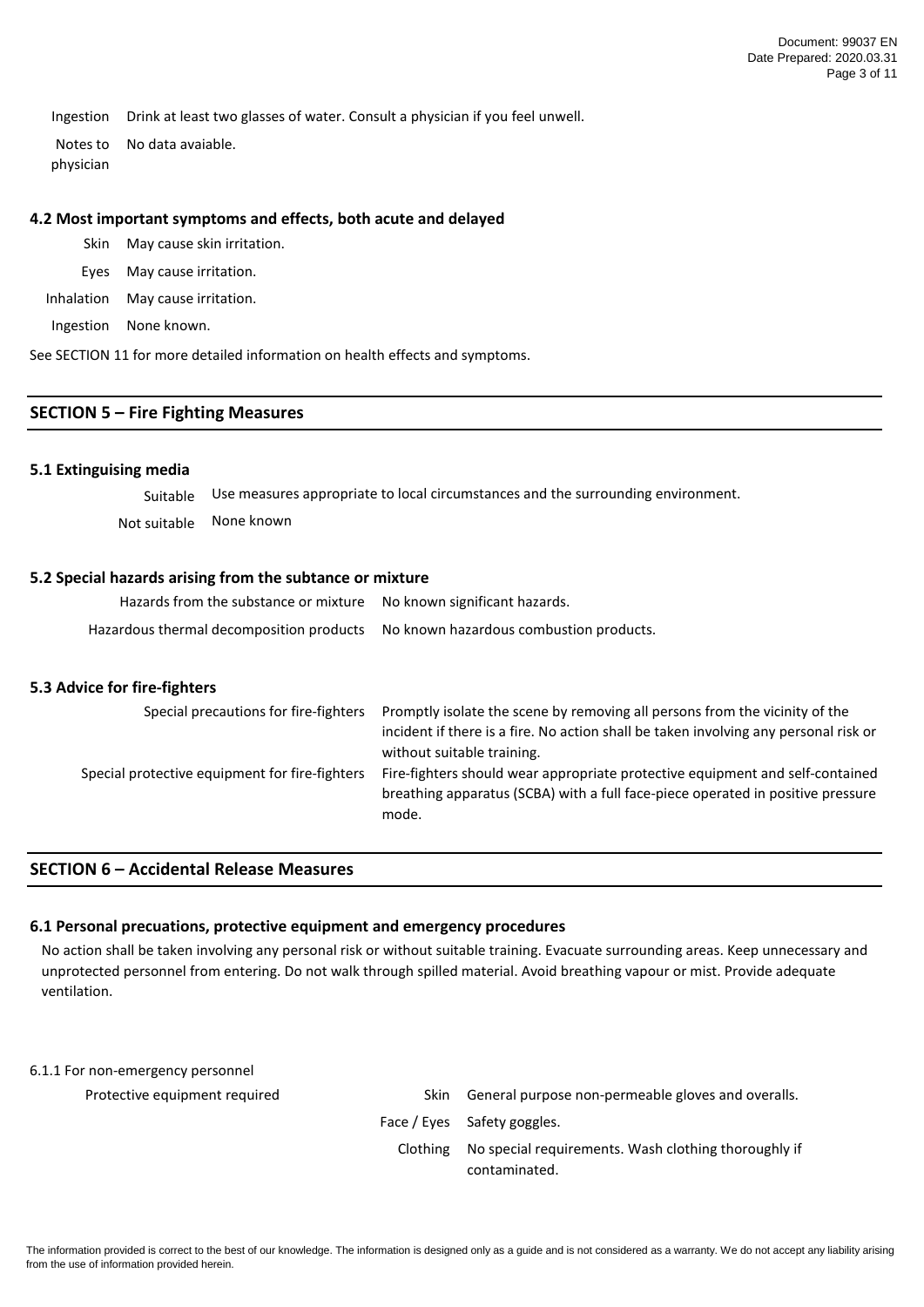| | |
|---|---|
| Ingestion | Drink at least two glasses of water. Consult a physician if you feel unwell. |
| Notes to physician | No data avaiable. |

### 4.2 Most important symptoms and effects, both acute and delayed

| | |
|---|---|
| Skin | May cause skin irritation. |
| Eyes | May cause irritation. |
| Inhalation | May cause irritation. |
| Ingestion | None known. |

See SECTION 11 for more detailed information on health effects and symptoms.

## SECTION 5 – Fire Fighting Measures

### 5.1 Extinguising media

| | |
|---|---|
| Suitable | Use measures appropriate to local circumstances and the surrounding environment. |
| Not suitable | None known |

### 5.2 Special hazards arising from the subtance or mixture

| | |
|---|---|
| Hazards from the substance or mixture | No known significant hazards. |
| Hazardous thermal decomposition products | No known hazardous combustion products. |

### 5.3 Advice for fire-fighters

| | |
|---|---|
| Special precautions for fire-fighters | Promptly isolate the scene by removing all persons from the vicinity of the incident if there is a fire. No action shall be taken involving any personal risk or without suitable training. |
| Special protective equipment for fire-fighters | Fire-fighters should wear appropriate protective equipment and self-contained breathing apparatus (SCBA) with a full face-piece operated in positive pressure mode. |

## SECTION 6 – Accidental Release Measures

### 6.1 Personal precuations, protective equipment and emergency procedures

No action shall be taken involving any personal risk or without suitable training. Evacuate surrounding areas. Keep unnecessary and unprotected personnel from entering. Do not walk through spilled material. Avoid breathing vapour or mist. Provide adequate ventilation.

6.1.1 For non-emergency personnel

| | | |
|---|---|---|
| Protective equipment required | Skin | General purpose non-permeable gloves and overalls. |
| | Face / Eyes | Safety goggles. |
| | Clothing | No special requirements. Wash clothing thoroughly if contaminated. |

The information provided is correct to the best of our knowledge. The information is designed only as a guide and is not considered as a warranty. We do not accept any liability arising from the use of information provided herein.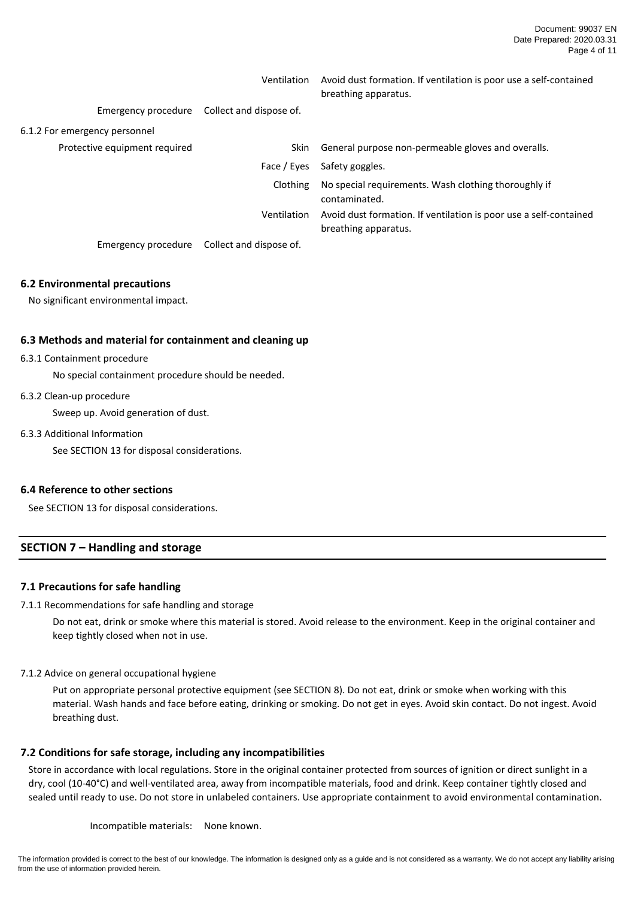| | | |
|---|---|---|
| | Ventilation | Avoid dust formation. If ventilation is poor use a self-contained breathing apparatus. |
| Emergency procedure | Collect and dispose of. | |

6.1.2 For emergency personnel

| | | |
|---|---|---|
| Protective equipment required | Skin | General purpose non-permeable gloves and overalls. |
| | Face / Eyes | Safety goggles. |
| | Clothing | No special requirements. Wash clothing thoroughly if contaminated. |
| | Ventilation | Avoid dust formation. If ventilation is poor use a self-contained breathing apparatus. |
| Emergency procedure | Collect and dispose of. | |

### 6.2 Environmental precautions

No significant environmental impact.

### 6.3 Methods and material for containment and cleaning up

6.3.1 Containment procedure

No special containment procedure should be needed.

6.3.2 Clean-up procedure

Sweep up. Avoid generation of dust.

6.3.3 Additional Information

See SECTION 13 for disposal considerations.

### 6.4 Reference to other sections

See SECTION 13 for disposal considerations.

## SECTION 7 – Handling and storage

### 7.1 Precautions for safe handling

7.1.1 Recommendations for safe handling and storage

Do not eat, drink or smoke where this material is stored. Avoid release to the environment. Keep in the original container and keep tightly closed when not in use.

7.1.2 Advice on general occupational hygiene

Put on appropriate personal protective equipment (see SECTION 8). Do not eat, drink or smoke when working with this material. Wash hands and face before eating, drinking or smoking. Do not get in eyes. Avoid skin contact. Do not ingest. Avoid breathing dust.

### 7.2 Conditions for safe storage, including any incompatibilities

Store in accordance with local regulations. Store in the original container protected from sources of ignition or direct sunlight in a dry, cool (10-40°C) and well-ventilated area, away from incompatible materials, food and drink. Keep container tightly closed and sealed until ready to use. Do not store in unlabeled containers. Use appropriate containment to avoid environmental contamination.

Incompatible materials: None known.

The information provided is correct to the best of our knowledge. The information is designed only as a guide and is not considered as a warranty. We do not accept any liability arising from the use of information provided herein.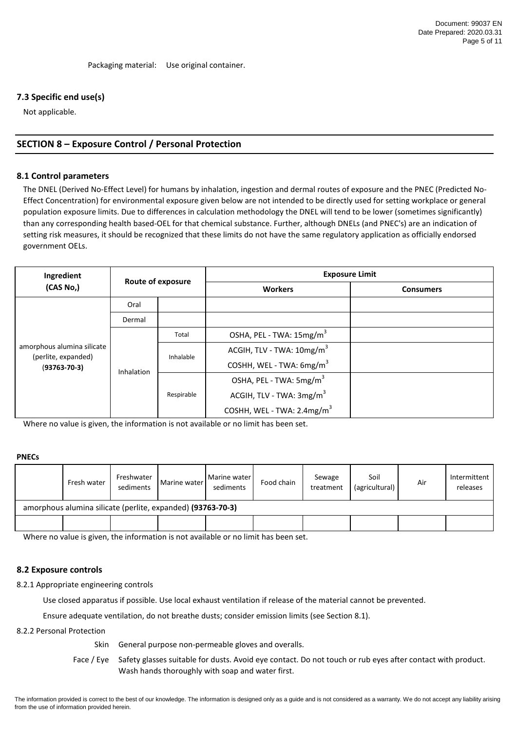Packaging material: Use original container.

### 7.3 Specific end use(s)

Not applicable.

## SECTION 8 – Exposure Control / Personal Protection

### 8.1 Control parameters

The DNEL (Derived No-Effect Level) for humans by inhalation, ingestion and dermal routes of exposure and the PNEC (Predicted No-Effect Concentration) for environmental exposure given below are not intended to be directly used for setting workplace or general population exposure limits. Due to differences in calculation methodology the DNEL will tend to be lower (sometimes significantly) than any corresponding health based-OEL for that chemical substance. Further, although DNELs (and PNEC's) are an indication of setting risk measures, it should be recognized that these limits do not have the same regulatory application as officially endorsed government OELs.

| Ingredient (CAS No,) | Route of exposure | | Exposure Limit | |
|---|---|---|---|---|
| | | | **Workers** | **Consumers** |
| amorphous alumina silicate (perlite, expanded) (**93763-70-3**) | Oral | | | |
| | Dermal | | | |
| | Inhalation | Total | OSHA, PEL - TWA: 15mg/m$^3$ | |
| | | Inhalable | ACGIH, TLV - TWA: 10mg/m$^3$<br>COSHH, WEL - TWA: 6mg/m$^3$ | |
| | | Respirable | OSHA, PEL - TWA: 5mg/m$^3$<br>ACGIH, TLV - TWA: 3mg/m$^3$<br>COSHH, WEL - TWA: 2.4mg/m$^3$ | |

Where no value is given, the information is not available or no limit has been set.

**PNECs**

| | Fresh water | Freshwater sediments | Marine water | Marine water sediments | Food chain | Sewage treatment | Soil (agricultural) | Air | Intermittent releases |
|---|---|---|---|---|---|---|---|---|---|
| amorphous alumina silicate (perlite, expanded) **(93763-70-3)** | | | | | | | | | |
| | | | | | | | | | |

Where no value is given, the information is not available or no limit has been set.

### 8.2 Exposure controls

8.2.1 Appropriate engineering controls

Use closed apparatus if possible. Use local exhaust ventilation if release of the material cannot be prevented.

Ensure adequate ventilation, do not breathe dusts; consider emission limits (see Section 8.1).

8.2.2 Personal Protection

Skin: General purpose non-permeable gloves and overalls.

Face / Eye: Safety glasses suitable for dusts. Avoid eye contact. Do not touch or rub eyes after contact with product. Wash hands thoroughly with soap and water first.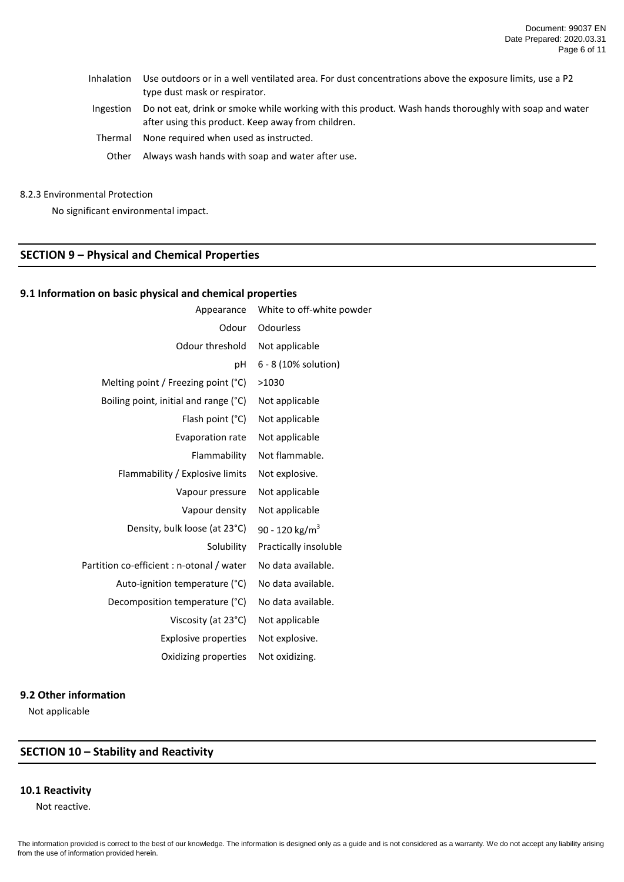| | |
|---|---|
| Inhalation | Use outdoors or in a well ventilated area. For dust concentrations above the exposure limits, use a P2 type dust mask or respirator. |
| Ingestion | Do not eat, drink or smoke while working with this product. Wash hands thoroughly with soap and water after using this product. Keep away from children. |
| Thermal | None required when used as instructed. |
| Other | Always wash hands with soap and water after use. |

8.2.3 Environmental Protection

No significant environmental impact.

## SECTION 9 – Physical and Chemical Properties

### 9.1 Information on basic physical and chemical properties

| | |
|---|---|
| Appearance | White to off-white powder |
| Odour | Odourless |
| Odour threshold | Not applicable |
| pH | 6 - 8 (10% solution) |
| Melting point / Freezing point (°C) | >1030 |
| Boiling point, initial and range (°C) | Not applicable |
| Flash point (°C) | Not applicable |
| Evaporation rate | Not applicable |
| Flammability | Not flammable. |
| Flammability / Explosive limits | Not explosive. |
| Vapour pressure | Not applicable |
| Vapour density | Not applicable |
| Density, bulk loose (at 23°C) | 90 - 120 kg/m$^3$ |
| Solubility | Practically insoluble |
| Partition co-efficient : n-otonal / water | No data available. |
| Auto-ignition temperature (°C) | No data available. |
| Decomposition temperature (°C) | No data available. |
| Viscosity (at 23°C) | Not applicable |
| Explosive properties | Not explosive. |
| Oxidizing properties | Not oxidizing. |

### 9.2 Other information

Not applicable

## SECTION 10 – Stability and Reactivity

### 10.1 Reactivity

Not reactive.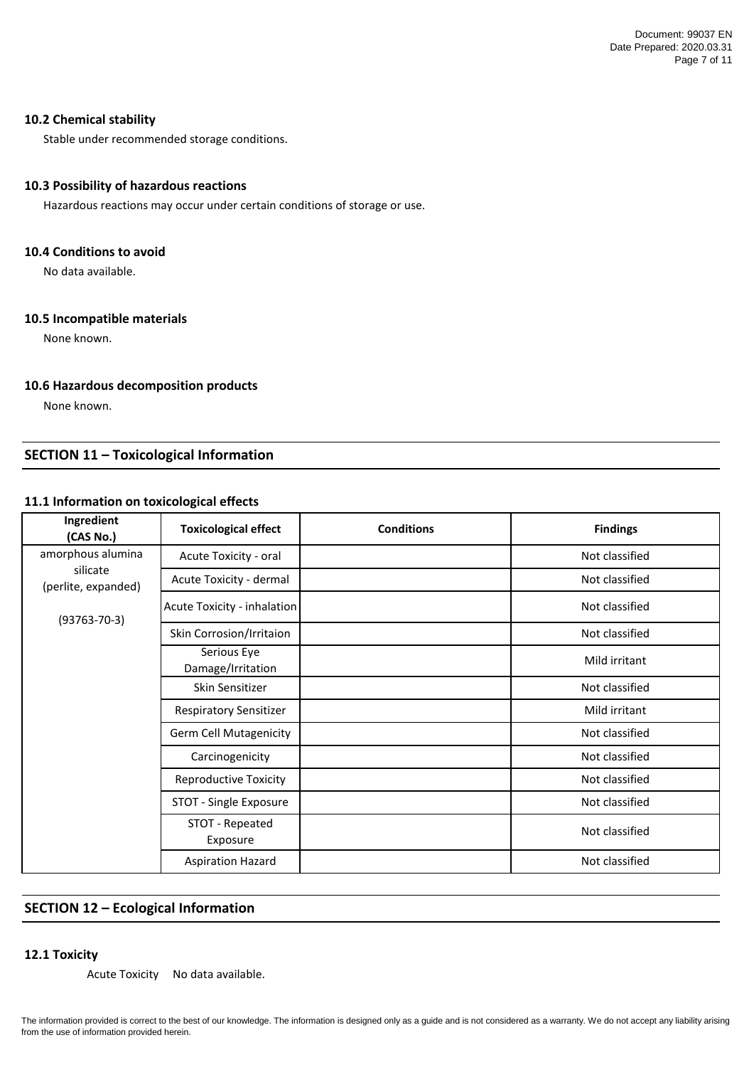### 10.2 Chemical stability

Stable under recommended storage conditions.

### 10.3 Possibility of hazardous reactions

Hazardous reactions may occur under certain conditions of storage or use.

### 10.4 Conditions to avoid

No data available.

### 10.5 Incompatible materials

None known.

### 10.6 Hazardous decomposition products

None known.

## SECTION 11 – Toxicological Information

### 11.1 Information on toxicological effects

| Ingredient (CAS No.) | Toxicological effect | Conditions | Findings |
|---|---|---|---|
| amorphous alumina silicate (perlite, expanded) (93763-70-3) | Acute Toxicity - oral | | Not classified |
| | Acute Toxicity - dermal | | Not classified |
| | Acute Toxicity - inhalation | | Not classified |
| | Skin Corrosion/Irritaion | | Not classified |
| | Serious Eye Damage/Irritation | | Mild irritant |
| | Skin Sensitizer | | Not classified |
| | Respiratory Sensitizer | | Mild irritant |
| | Germ Cell Mutagenicity | | Not classified |
| | Carcinogenicity | | Not classified |
| | Reproductive Toxicity | | Not classified |
| | STOT - Single Exposure | | Not classified |
| | STOT - Repeated Exposure | | Not classified |
| | Aspiration Hazard | | Not classified |

## SECTION 12 – Ecological Information

### 12.1 Toxicity

Acute Toxicity No data available.

The information provided is correct to the best of our knowledge. The information is designed only as a guide and is not considered as a warranty. We do not accept any liability arising from the use of information provided herein.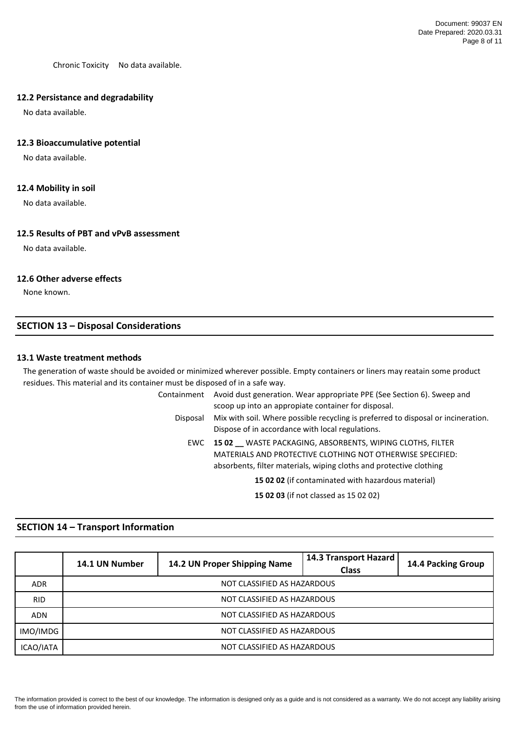Chronic Toxicity  No data available.

### 12.2 Persistance and degradability

No data available.

### 12.3 Bioaccumulative potential

No data available.

### 12.4 Mobility in soil

No data available.

### 12.5 Results of PBT and vPvB assessment

No data available.

### 12.6 Other adverse effects

None known.

## SECTION 13 – Disposal Considerations

### 13.1 Waste treatment methods

The generation of waste should be avoided or minimized wherever possible. Empty containers or liners may reatain some product residues. This material and its container must be disposed of in a safe way.

Containment: Avoid dust generation. Wear appropriate PPE (See Section 6). Sweep and scoop up into an appropiate container for disposal.

Disposal: Mix with soil. Where possible recycling is preferred to disposal or incineration. Dispose of in accordance with local regulations.

EWC: **15 02 __** WASTE PACKAGING, ABSORBENTS, WIPING CLOTHS, FILTER MATERIALS AND PROTECTIVE CLOTHING NOT OTHERWISE SPECIFIED: absorbents, filter materials, wiping cloths and protective clothing

**15 02 02** (if contaminated with hazardous material)

**15 02 03** (if not classed as 15 02 02)

## SECTION 14 – Transport Information

| | 14.1 UN Number | 14.2 UN Proper Shipping Name | 14.3 Transport Hazard Class | 14.4 Packing Group |
|---|---|---|---|---|
| ADR | NOT CLASSIFIED AS HAZARDOUS | | | |
| RID | NOT CLASSIFIED AS HAZARDOUS | | | |
| ADN | NOT CLASSIFIED AS HAZARDOUS | | | |
| IMO/IMDG | NOT CLASSIFIED AS HAZARDOUS | | | |
| ICAO/IATA | NOT CLASSIFIED AS HAZARDOUS | | | |

The information provided is correct to the best of our knowledge. The information is designed only as a guide and is not considered as a warranty. We do not accept any liability arising from the use of information provided herein.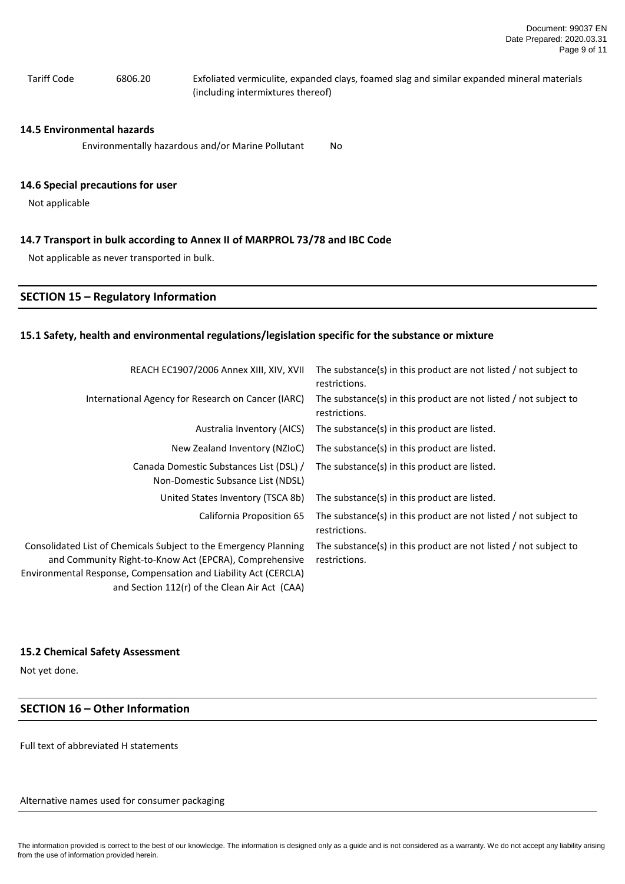| | | |
|---|---|---|
| Tariff Code | 6806.20 | Exfoliated vermiculite, expanded clays, foamed slag and similar expanded mineral materials (including intermixtures thereof) |

**14.5 Environmental hazards**

| | |
|---|---|
| Environmentally hazardous and/or Marine Pollutant | No |

**14.6 Special precautions for user**

Not applicable

**14.7 Transport in bulk according to Annex II of MARPROL 73/78 and IBC Code**

Not applicable as never transported in bulk.

## SECTION 15 – Regulatory Information

**15.1 Safety, health and environmental regulations/legislation specific for the substance or mixture**

| | |
|---|---|
| REACH EC1907/2006 Annex XIII, XIV, XVII | The substance(s) in this product are not listed / not subject to restrictions. |
| International Agency for Research on Cancer (IARC) | The substance(s) in this product are not listed / not subject to restrictions. |
| Australia Inventory (AICS) | The substance(s) in this product are listed. |
| New Zealand Inventory (NZIoC) | The substance(s) in this product are listed. |
| Canada Domestic Substances List (DSL) / Non-Domestic Subsance List (NDSL) | The substance(s) in this product are listed. |
| United States Inventory (TSCA 8b) | The substance(s) in this product are listed. |
| California Proposition 65 | The substance(s) in this product are not listed / not subject to restrictions. |
| Consolidated List of Chemicals Subject to the Emergency Planning and Community Right-to-Know Act (EPCRA), Comprehensive Environmental Response, Compensation and Liability Act (CERCLA) and Section 112(r) of the Clean Air Act (CAA) | The substance(s) in this product are not listed / not subject to restrictions. |

**15.2 Chemical Safety Assessment**

Not yet done.

## SECTION 16 – Other Information

Full text of abbreviated H statements

Alternative names used for consumer packaging

The information provided is correct to the best of our knowledge. The information is designed only as a guide and is not considered as a warranty. We do not accept any liability arising from the use of information provided herein.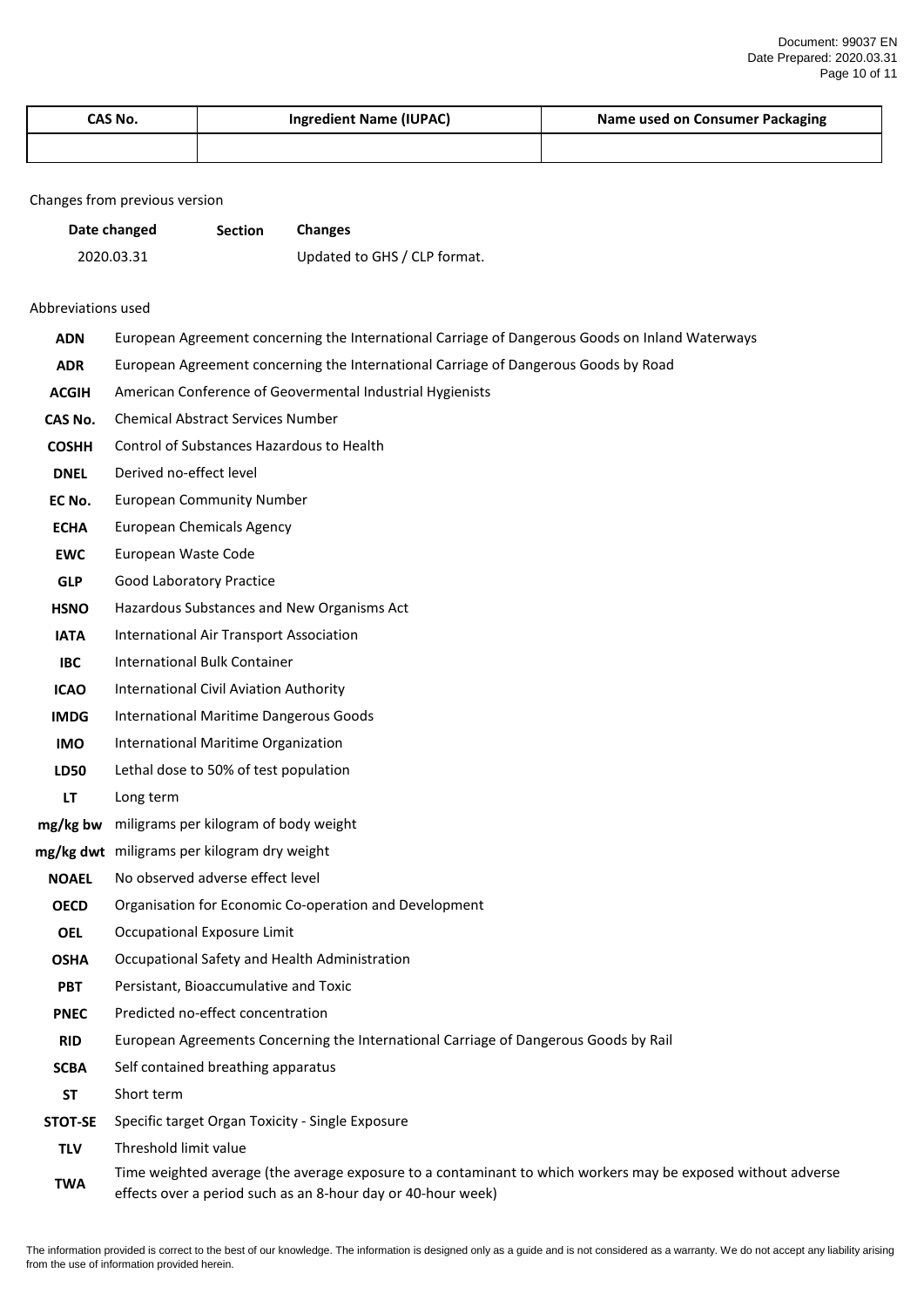| CAS No. | Ingredient Name (IUPAC) | Name used on Consumer Packaging |
| --- | --- | --- |
| | | |

Changes from previous version

| Date changed | Section | Changes |
| --- | --- | --- |
| 2020.03.31 | | Updated to GHS / CLP format. |

Abbreviations used

| | |
| --- | --- |
| **ADN** | European Agreement concerning the International Carriage of Dangerous Goods on Inland Waterways |
| **ADR** | European Agreement concerning the International Carriage of Dangerous Goods by Road |
| **ACGIH** | American Conference of Geovermental Industrial Hygienists |
| **CAS No.** | Chemical Abstract Services Number |
| **COSHH** | Control of Substances Hazardous to Health |
| **DNEL** | Derived no-effect level |
| **EC No.** | European Community Number |
| **ECHA** | European Chemicals Agency |
| **EWC** | European Waste Code |
| **GLP** | Good Laboratory Practice |
| **HSNO** | Hazardous Substances and New Organisms Act |
| **IATA** | International Air Transport Association |
| **IBC** | International Bulk Container |
| **ICAO** | International Civil Aviation Authority |
| **IMDG** | International Maritime Dangerous Goods |
| **IMO** | International Maritime Organization |
| **LD50** | Lethal dose to 50% of test population |
| **LT** | Long term |
| **mg/kg bw** | miligrams per kilogram of body weight |
| **mg/kg dwt** | miligrams per kilogram dry weight |
| **NOAEL** | No observed adverse effect level |
| **OECD** | Organisation for Economic Co-operation and Development |
| **OEL** | Occupational Exposure Limit |
| **OSHA** | Occupational Safety and Health Administration |
| **PBT** | Persistant, Bioaccumulative and Toxic |
| **PNEC** | Predicted no-effect concentration |
| **RID** | European Agreements Concerning the International Carriage of Dangerous Goods by Rail |
| **SCBA** | Self contained breathing apparatus |
| **ST** | Short term |
| **STOT-SE** | Specific target Organ Toxicity - Single Exposure |
| **TLV** | Threshold limit value |
| **TWA** | Time weighted average (the average exposure to a contaminant to which workers may be exposed without adverse effects over a period such as an 8-hour day or 40-hour week) |

The information provided is correct to the best of our knowledge. The information is designed only as a guide and is not considered as a warranty. We do not accept any liability arising from the use of information provided herein.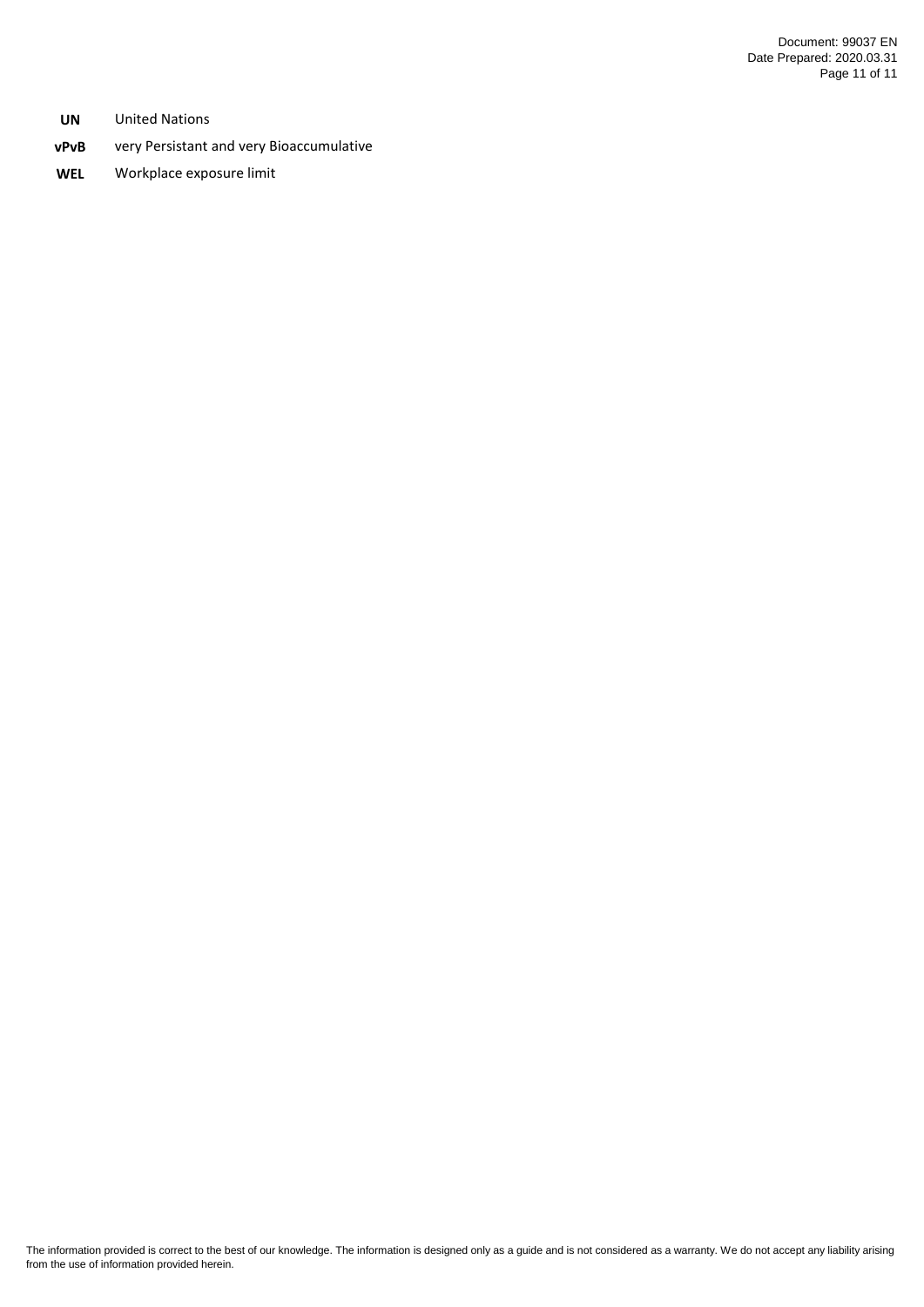**UN** United Nations

**vPvB** very Persistant and very Bioaccumulative

**WEL** Workplace exposure limit

The information provided is correct to the best of our knowledge. The information is designed only as a guide and is not considered as a warranty. We do not accept any liability arising from the use of information provided herein.